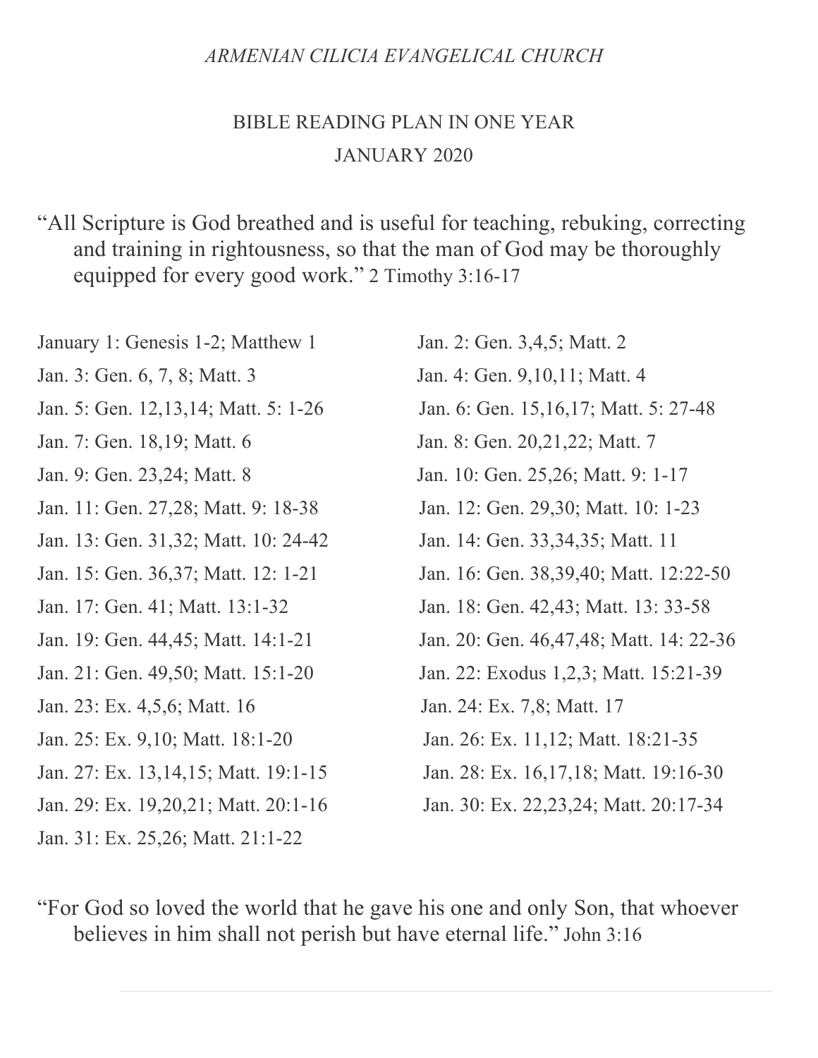*ARMENIAN CILICIA EVANGELICAL CHURCH*

# BIBLE READING PLAN IN ONE YEAR

## JANUARY 2020

"All Scripture is God breathed and is useful for teaching, rebuking, correcting and training in rightousness, so that the man of God may be thoroughly equipped for every good work." 2 Timothy 3:16-17

January 1: Genesis 1-2; Matthew 1

Jan. 2: Gen. 3,4,5; Matt. 2

Jan. 3: Gen. 6, 7, 8; Matt. 3

Jan. 4: Gen. 9,10,11; Matt. 4

Jan. 5: Gen. 12,13,14; Matt. 5: 1-26

Jan. 6: Gen. 15,16,17; Matt. 5: 27-48

Jan. 7: Gen. 18,19; Matt. 6

Jan. 8: Gen. 20,21,22; Matt. 7

Jan. 9: Gen. 23,24; Matt. 8

Jan. 10: Gen. 25,26; Matt. 9: 1-17

Jan. 11: Gen. 27,28; Matt. 9: 18-38

Jan. 12: Gen. 29,30; Matt. 10: 1-23

Jan. 13: Gen. 31,32; Matt. 10: 24-42

Jan. 14: Gen. 33,34,35; Matt. 11

Jan. 15: Gen. 36,37; Matt. 12: 1-21

Jan. 16: Gen. 38,39,40; Matt. 12:22-50

Jan. 17: Gen. 41; Matt. 13:1-32

Jan. 18: Gen. 42,43; Matt. 13: 33-58

Jan. 19: Gen. 44,45; Matt. 14:1-21

Jan. 20: Gen. 46,47,48; Matt. 14: 22-36

Jan. 21: Gen. 49,50; Matt. 15:1-20

Jan. 22: Exodus 1,2,3; Matt. 15:21-39

Jan. 23: Ex. 4,5,6; Matt. 16

Jan. 24: Ex. 7,8; Matt. 17

Jan. 25: Ex. 9,10; Matt. 18:1-20

Jan. 26: Ex. 11,12; Matt. 18:21-35

Jan. 27: Ex. 13,14,15; Matt. 19:1-15

Jan. 28: Ex. 16,17,18; Matt. 19:16-30

Jan. 29: Ex. 19,20,21; Matt. 20:1-16

Jan. 30: Ex. 22,23,24; Matt. 20:17-34

Jan. 31: Ex. 25,26; Matt. 21:1-22

"For God so loved the world that he gave his one and only Son, that whoever believes in him shall not perish but have eternal life." John 3:16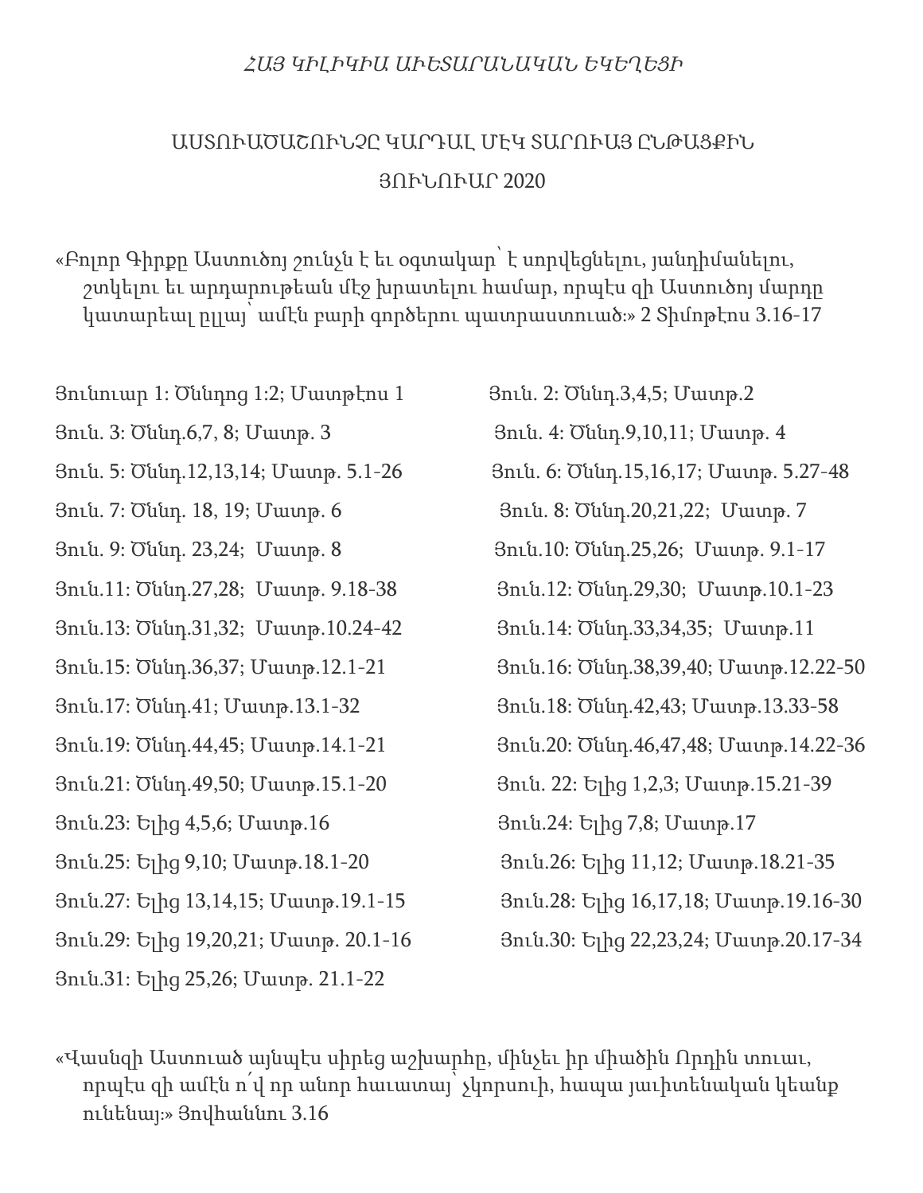*ՀԱՅ ԿԻԼԻԿԻԱ ԱՒԵՏԱՐԱՆԱԿԱՆ ԵԿԵՂԵՑԻ*

# ԱՍՏՈՒԱԾԱՇՈՒՆՉԸ ԿԱՐԴԱԼ ՄԷԿ ՏԱՐՈՒԱՅ ԸՆԹԱՑՔԻՆ

## ՅՈՒՆՈՒԱՐ 2020

«Բոլոր Գիրքը Աստուծոյ շունչն է եւ օգտակար՝ է սորվեցնելու, յանդիմանելու, շտկելու եւ արդարութեան մէջ խրատելու համար, որպէս զի Աստուծոյ մարդը կատարեալ ըլլայ՝ ամէն բարի գործերու պատրաստուած։» 2 Տիմոթէոս 3.16-17

Յունուար 1: Ծննդոց 1:2; Մատթէոս 1

Յուն. 2: Ծննդ.3,4,5; Մատթ.2

Յուն. 3: Ծննդ.6,7, 8; Մատթ. 3

Յուն. 4: Ծննդ.9,10,11; Մատթ. 4

Յուն. 5: Ծննդ.12,13,14; Մատթ. 5.1-26

Յուն. 6: Ծննդ.15,16,17; Մատթ. 5.27-48

Յուն. 7: Ծննդ. 18, 19; Մատթ. 6

Յուն. 8: Ծննդ.20,21,22; Մատթ. 7

Յուն. 9: Ծննդ. 23,24; Մատթ. 8

Յուն.10: Ծննդ.25,26; Մատթ. 9.1-17

Յուն.11: Ծննդ.27,28; Մատթ. 9.18-38

Յուն.12: Ծննդ.29,30; Մատթ.10.1-23

Յուն.13: Ծննդ.31,32; Մատթ.10.24-42

Յուն.14: Ծննդ.33,34,35; Մատթ.11

Յուն.15: Ծննդ.36,37; Մատթ.12.1-21

Յուն.16: Ծննդ.38,39,40; Մատթ.12.22-50

Յուն.17: Ծննդ.41; Մատթ.13.1-32

Յուն.18: Ծննդ.42,43; Մատթ.13.33-58

Յուն.19: Ծննդ.44,45; Մատթ.14.1-21

Յուն.20: Ծննդ.46,47,48; Մատթ.14.22-36

Յուն.21: Ծննդ.49,50; Մատթ.15.1-20

Յուն. 22: Ելից 1,2,3; Մատթ.15.21-39

Յուն.23: Ելից 4,5,6; Մատթ.16

Յուն.24: Ելից 7,8; Մատթ.17

Յուն.25: Ելից 9,10; Մատթ.18.1-20

Յուն.26: Ելից 11,12; Մատթ.18.21-35

Յուն.27: Ելից 13,14,15; Մատթ.19.1-15

Յուն.28: Ելից 16,17,18; Մատթ.19.16-30

Յուն.29: Ելից 19,20,21; Մատթ. 20.1-16

Յուն.30: Ելից 22,23,24; Մատթ.20.17-34

Յուն.31: Ելից 25,26; Մատթ. 21.1-22

«Վասնզի Աստուած այնպէս սիրեց աշխարհը, մինչեւ իր միածին Որդին տուաւ, որպէս զի ամէն ո՛վ որ անոր հաւատայ՝ չկորսուի, հապա յաւիտենական կեանք ունենայ։» Յովհաննու 3.16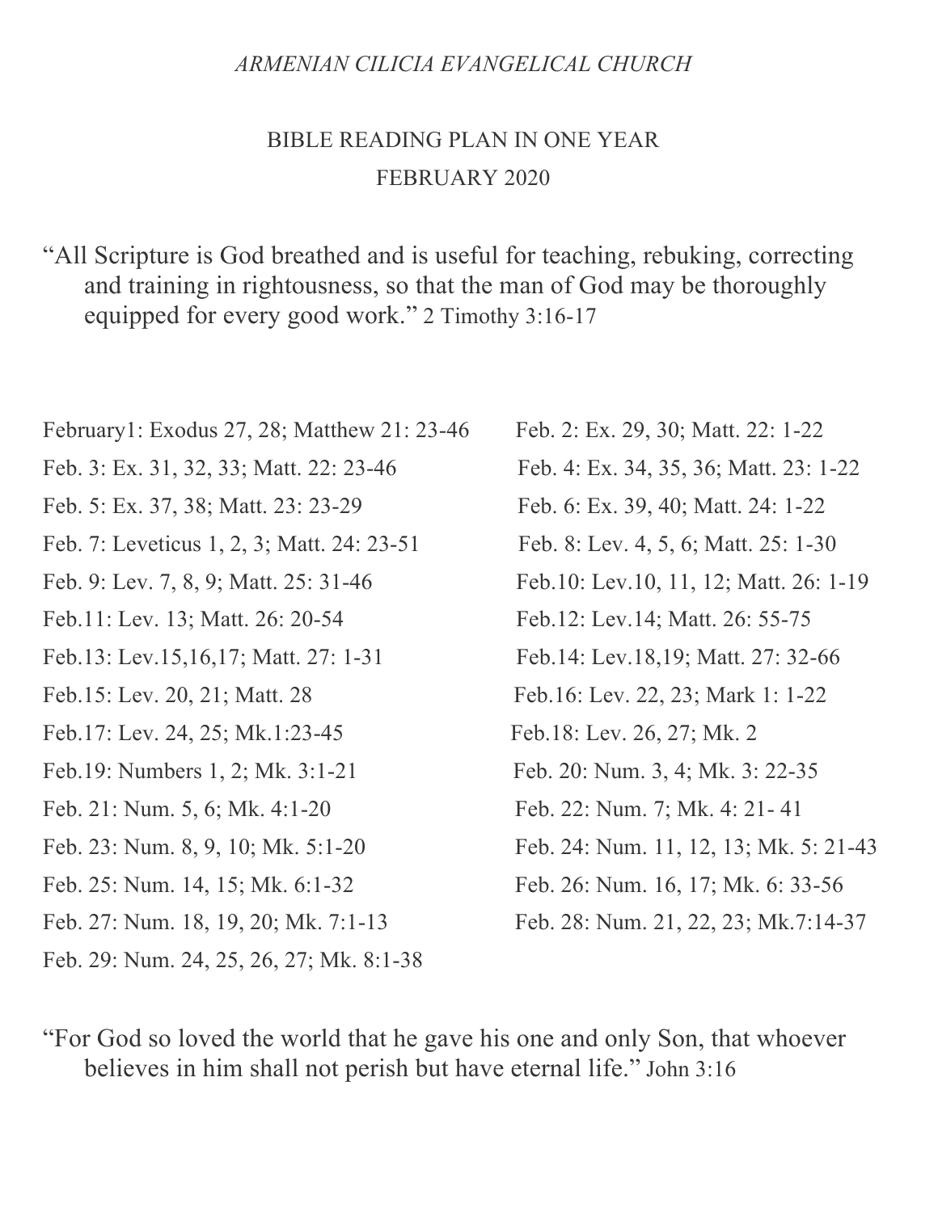*ARMENIAN CILICIA EVANGELICAL CHURCH*

# BIBLE READING PLAN IN ONE YEAR

## FEBRUARY 2020

"All Scripture is God breathed and is useful for teaching, rebuking, correcting and training in rightousness, so that the man of God may be thoroughly equipped for every good work." 2 Timothy 3:16-17

February1: Exodus 27, 28; Matthew 21: 23-46

Feb. 2: Ex. 29, 30; Matt. 22: 1-22

Feb. 3: Ex. 31, 32, 33; Matt. 22: 23-46

Feb. 4: Ex. 34, 35, 36; Matt. 23: 1-22

Feb. 5: Ex. 37, 38; Matt. 23: 23-29

Feb. 6: Ex. 39, 40; Matt. 24: 1-22

Feb. 7: Leveticus 1, 2, 3; Matt. 24: 23-51

Feb. 8: Lev. 4, 5, 6; Matt. 25: 1-30

Feb. 9: Lev. 7, 8, 9; Matt. 25: 31-46

Feb.10: Lev.10, 11, 12; Matt. 26: 1-19

Feb.11: Lev. 13; Matt. 26: 20-54

Feb.12: Lev.14; Matt. 26: 55-75

Feb.13: Lev.15,16,17; Matt. 27: 1-31

Feb.14: Lev.18,19; Matt. 27: 32-66

Feb.15: Lev. 20, 21; Matt. 28

Feb.16: Lev. 22, 23; Mark 1: 1-22

Feb.17: Lev. 24, 25; Mk.1:23-45

Feb.18: Lev. 26, 27; Mk. 2

Feb.19: Numbers 1, 2; Mk. 3:1-21

Feb. 20: Num. 3, 4; Mk. 3: 22-35

Feb. 21: Num. 5, 6; Mk. 4:1-20

Feb. 22: Num. 7; Mk. 4: 21- 41

Feb. 23: Num. 8, 9, 10; Mk. 5:1-20

Feb. 24: Num. 11, 12, 13; Mk. 5: 21-43

Feb. 25: Num. 14, 15; Mk. 6:1-32

Feb. 26: Num. 16, 17; Mk. 6: 33-56

Feb. 27: Num. 18, 19, 20; Mk. 7:1-13

Feb. 28: Num. 21, 22, 23; Mk.7:14-37

Feb. 29: Num. 24, 25, 26, 27; Mk. 8:1-38

"For God so loved the world that he gave his one and only Son, that whoever believes in him shall not perish but have eternal life." John 3:16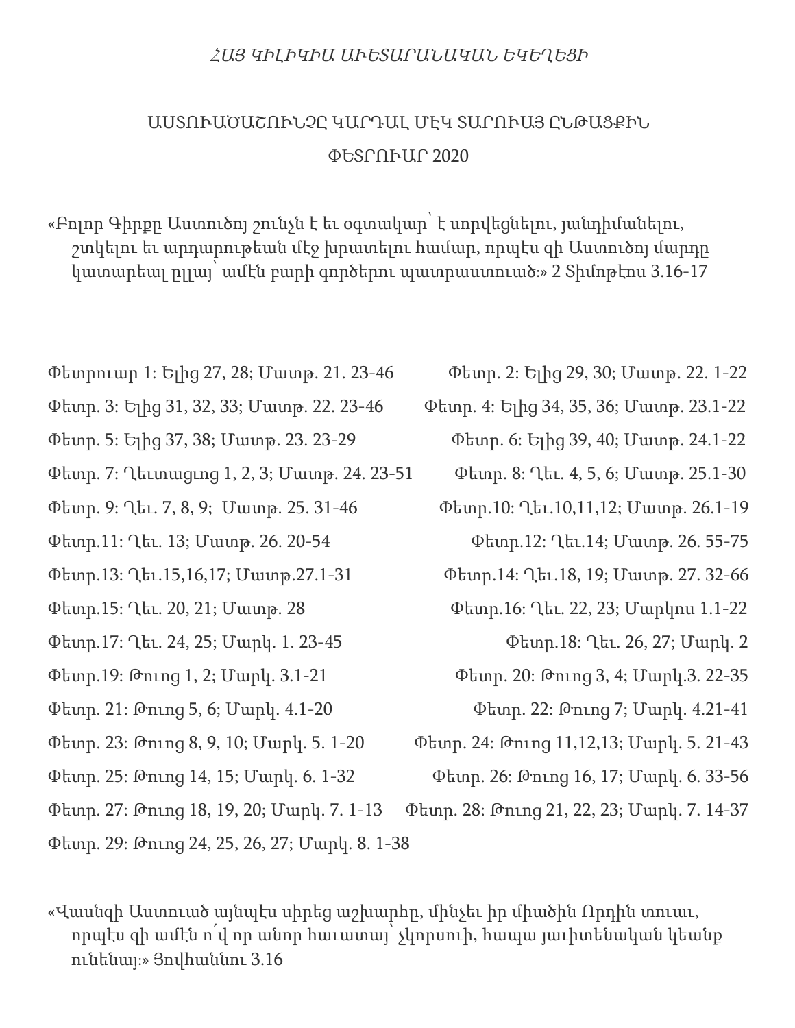*ՀԱՅ ԿԻԼԻԿԻԱ ԱՒԵՏԱՐԱՆԱԿԱՆ ԵԿԵՂԵՑԻ*

# ԱՍՏՈՒԱԾԱՇՈՒՆՉԸ ԿԱՐԴԱԼ ՄԷԿ ՏԱՐՈՒԱՅ ԸՆԹԱՑՔԻՆ

## ՓԵՏՐՈՒԱՐ 2020

«Բոլոր Գիրքը Աստուծոյ շունչն է եւ օգտակար՝ է սորվեցնելու, յանդիմանելու, շտկելու եւ արդարութեան մէջ խրատելու համար, որպէս զի Աստուծոյ մարդը կատարեալ ըլլայ՝ ամէն բարի գործերու պատրաստուած։» 2 Տիմոթէոս 3.16-17

Փետրուար 1: Ելից 27, 28; Մատթ. 21. 23-46

Փետր. 2: Ելից 29, 30; Մատթ. 22. 1-22

Փետր. 3: Ելից 31, 32, 33; Մատթ. 22. 23-46

Փետր. 4: Ելից 34, 35, 36; Մատթ. 23.1-22

Փետր. 5: Ելից 37, 38; Մատթ. 23. 23-29

Փետր. 6: Ելից 39, 40; Մատթ. 24.1-22

Փետր. 7: Ղեւտացւոց 1, 2, 3; Մատթ. 24. 23-51

Փետր. 8: Ղեւ. 4, 5, 6; Մատթ. 25.1-30

Փետր. 9: Ղեւ. 7, 8, 9; Մատթ. 25. 31-46

Փետր.10: Ղեւ.10,11,12; Մատթ. 26.1-19

Փետր.11: Ղեւ. 13; Մատթ. 26. 20-54

Փետր.12: Ղեւ.14; Մատթ. 26. 55-75

Փետր.13: Ղեւ.15,16,17; Մատթ.27.1-31

Փետր.14: Ղեւ.18, 19; Մատթ. 27. 32-66

Փետր.15: Ղեւ. 20, 21; Մատթ. 28

Փետր.16: Ղեւ. 22, 23; Մարկոս 1.1-22

Փետր.17: Ղեւ. 24, 25; Մարկ. 1. 23-45

Փետր.18: Ղեւ. 26, 27; Մարկ. 2

Փետր.19: Թուոց 1, 2; Մարկ. 3.1-21

Փետր. 20: Թուոց 3, 4; Մարկ.3. 22-35

Փետր. 21: Թուոց 5, 6; Մարկ. 4.1-20

Փետր. 22: Թուոց 7; Մարկ. 4.21-41

Փետր. 23: Թուոց 8, 9, 10; Մարկ. 5. 1-20

Փետր. 24: Թուոց 11,12,13; Մարկ. 5. 21-43

Փետր. 25: Թուոց 14, 15; Մարկ. 6. 1-32

Փետր. 26: Թուոց 16, 17; Մարկ. 6. 33-56

Փետր. 27: Թուոց 18, 19, 20; Մարկ. 7. 1-13

Փետր. 28: Թուոց 21, 22, 23; Մարկ. 7. 14-37

Փետր. 29: Թուոց 24, 25, 26, 27; Մարկ. 8. 1-38

«Վասնզի Աստուած այնպէս սիրեց աշխարհը, մինչեւ իր միածին Որդին տուաւ, որպէս զի ամէն ո՛վ որ անոր հաւատայ՝ չկորսուի, հապա յաւիտենական կեանք ունենայ։» Յովհաննու 3.16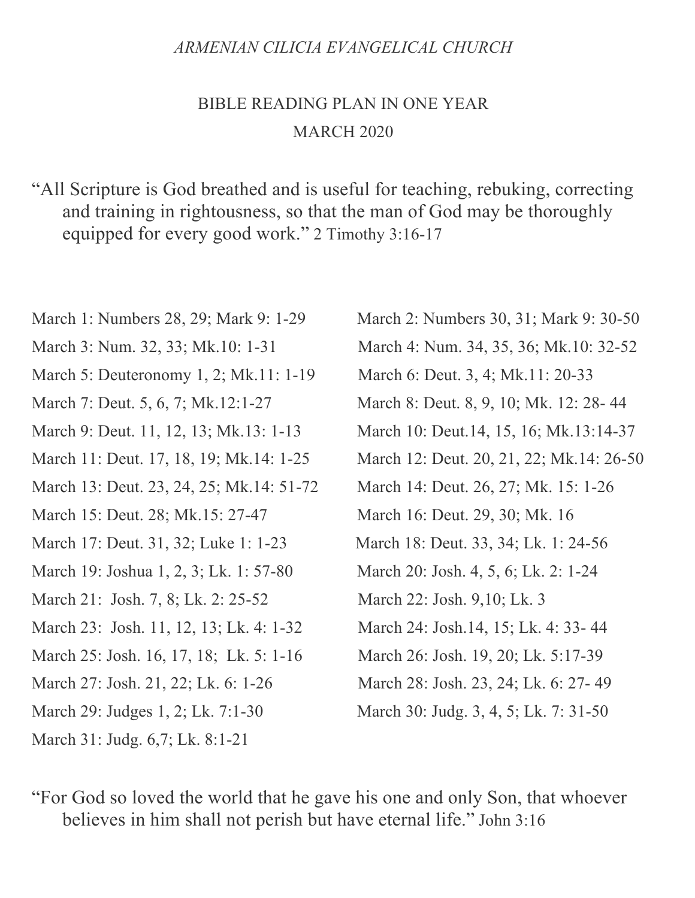*ARMENIAN CILICIA EVANGELICAL CHURCH*

# BIBLE READING PLAN IN ONE YEAR

## MARCH 2020

"All Scripture is God breathed and is useful for teaching, rebuking, correcting and training in rightousness, so that the man of God may be thoroughly equipped for every good work." 2 Timothy 3:16-17

March 1: Numbers 28, 29; Mark 9: 1-29

March 2: Numbers 30, 31; Mark 9: 30-50

March 3: Num. 32, 33; Mk.10: 1-31

March 4: Num. 34, 35, 36; Mk.10: 32-52

March 5: Deuteronomy 1, 2; Mk.11: 1-19

March 6: Deut. 3, 4; Mk.11: 20-33

March 7: Deut. 5, 6, 7; Mk.12:1-27

March 8: Deut. 8, 9, 10; Mk. 12: 28- 44

March 9: Deut. 11, 12, 13; Mk.13: 1-13

March 10: Deut.14, 15, 16; Mk.13:14-37

March 11: Deut. 17, 18, 19; Mk.14: 1-25

March 12: Deut. 20, 21, 22; Mk.14: 26-50

March 13: Deut. 23, 24, 25; Mk.14: 51-72

March 14: Deut. 26, 27; Mk. 15: 1-26

March 15: Deut. 28; Mk.15: 27-47

March 16: Deut. 29, 30; Mk. 16

March 17: Deut. 31, 32; Luke 1: 1-23

March 18: Deut. 33, 34; Lk. 1: 24-56

March 19: Joshua 1, 2, 3; Lk. 1: 57-80

March 20: Josh. 4, 5, 6; Lk. 2: 1-24

March 21: Josh. 7, 8; Lk. 2: 25-52

March 22: Josh. 9,10; Lk. 3

March 23: Josh. 11, 12, 13; Lk. 4: 1-32

March 24: Josh.14, 15; Lk. 4: 33- 44

March 25: Josh. 16, 17, 18; Lk. 5: 1-16

March 26: Josh. 19, 20; Lk. 5:17-39

March 27: Josh. 21, 22; Lk. 6: 1-26

March 28: Josh. 23, 24; Lk. 6: 27- 49

March 29: Judges 1, 2; Lk. 7:1-30

March 30: Judg. 3, 4, 5; Lk. 7: 31-50

March 31: Judg. 6,7; Lk. 8:1-21

"For God so loved the world that he gave his one and only Son, that whoever believes in him shall not perish but have eternal life." John 3:16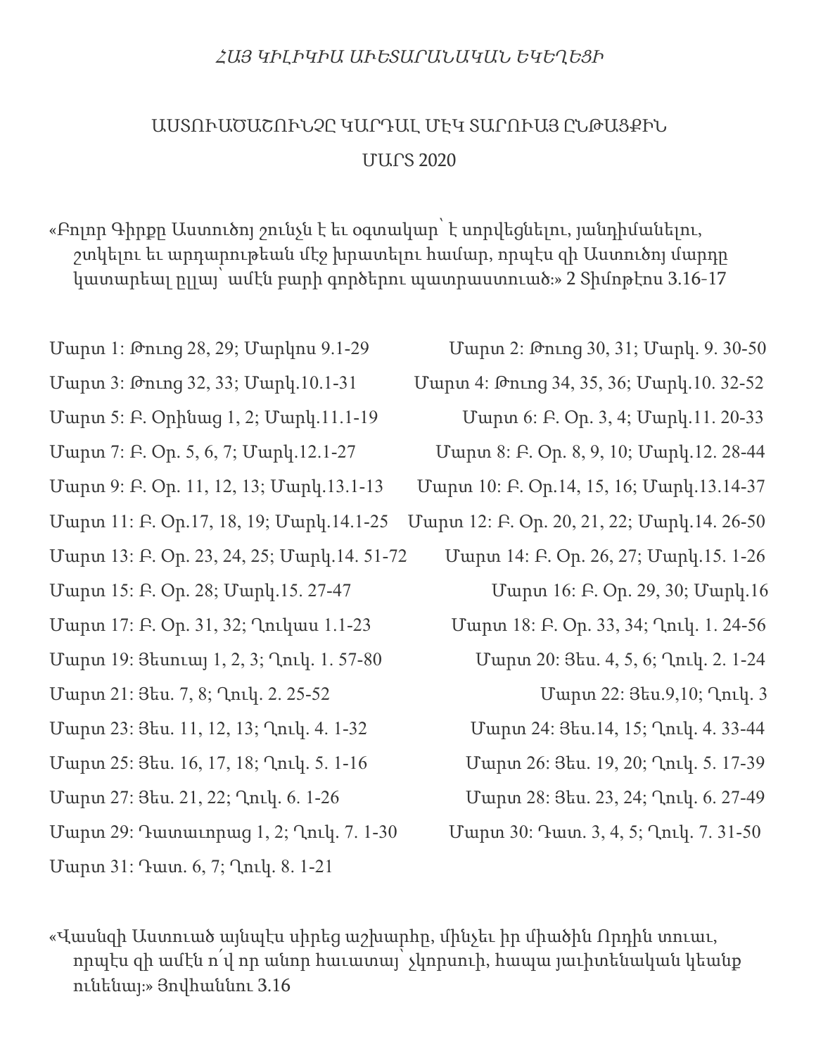*ՀԱՅ ԿԻԼԻԿԻԱ ԱՒԵՏԱՐԱՆԱԿԱՆ ԵԿԵՂԵՑԻ*

ԱՍՏՈՒԱԾԱՇՈՒՆՉԸ ԿԱՐԴԱԼ ՄԷԿ ՏԱՐՈՒԱՅ ԸՆԹԱՑՔԻՆ

ՄԱՐՏ 2020

«Բոլոր Գիրքը Աստուծոյ շունչն է եւ օգտակար՝ է սորվեցնելու, յանդիմանելու, շտկելու եւ արդարութեան մէջ խրատելու համար, որպէս զի Աստուծոյ մարդը կատարեալ ըլլայ՝ ամէն բարի գործերու պատրաստուած։» 2 Տիմոթէոս 3.16-17

Մարտ 1: Թուոց 28, 29; Մարկոս 9.1-29

Մարտ 2: Թուոց 30, 31; Մարկ. 9. 30-50

Մարտ 3: Թուոց 32, 33; Մարկ.10.1-31

Մարտ 4: Թուոց 34, 35, 36; Մարկ.10. 32-52

Մարտ 5: Բ. Օրինաց 1, 2; Մարկ.11.1-19

Մարտ 6: Բ. Օր. 3, 4; Մարկ.11. 20-33

Մարտ 7: Բ. Օր. 5, 6, 7; Մարկ.12.1-27

Մարտ 8: Բ. Օր. 8, 9, 10; Մարկ.12. 28-44

Մարտ 9: Բ. Օր. 11, 12, 13; Մարկ.13.1-13

Մարտ 10: Բ. Օր.14, 15, 16; Մարկ.13.14-37

Մարտ 11: Բ. Օր.17, 18, 19; Մարկ.14.1-25

Մարտ 12: Բ. Օր. 20, 21, 22; Մարկ.14. 26-50

Մարտ 13: Բ. Օր. 23, 24, 25; Մարկ.14. 51-72

Մարտ 14: Բ. Օր. 26, 27; Մարկ.15. 1-26

Մարտ 15: Բ. Օր. 28; Մարկ.15. 27-47

Մարտ 16: Բ. Օր. 29, 30; Մարկ.16

Մարտ 17: Բ. Օր. 31, 32; Ղուկաս 1.1-23

Մարտ 18: Բ. Օր. 33, 34; Ղուկ. 1. 24-56

Մարտ 19: Յեսուայ 1, 2, 3; Ղուկ. 1. 57-80

Մարտ 20: Յես. 4, 5, 6; Ղուկ. 2. 1-24

Մարտ 21: Յես. 7, 8; Ղուկ. 2. 25-52

Մարտ 22: Յես.9,10; Ղուկ. 3

Մարտ 23: Յես. 11, 12, 13; Ղուկ. 4. 1-32

Մարտ 24: Յես.14, 15; Ղուկ. 4. 33-44

Մարտ 25: Յես. 16, 17, 18; Ղուկ. 5. 1-16

Մարտ 26: Յես. 19, 20; Ղուկ. 5. 17-39

Մարտ 27: Յես. 21, 22; Ղուկ. 6. 1-26

Մարտ 28: Յես. 23, 24; Ղուկ. 6. 27-49

Մարտ 29: Դատաւորաց 1, 2; Ղուկ. 7. 1-30

Մարտ 30: Դատ. 3, 4, 5; Ղուկ. 7. 31-50

Մարտ 31: Դատ. 6, 7; Ղուկ. 8. 1-21

«Վասնզի Աստուած այնպէս սիրեց աշխարհը, մինչեւ իր միածին Որդին տուաւ, որպէս զի ամէն ո՛վ որ անոր հաւատայ՝ չկորսուի, հապա յաւիտենական կեանք ունենայ։» Յովհաննու 3.16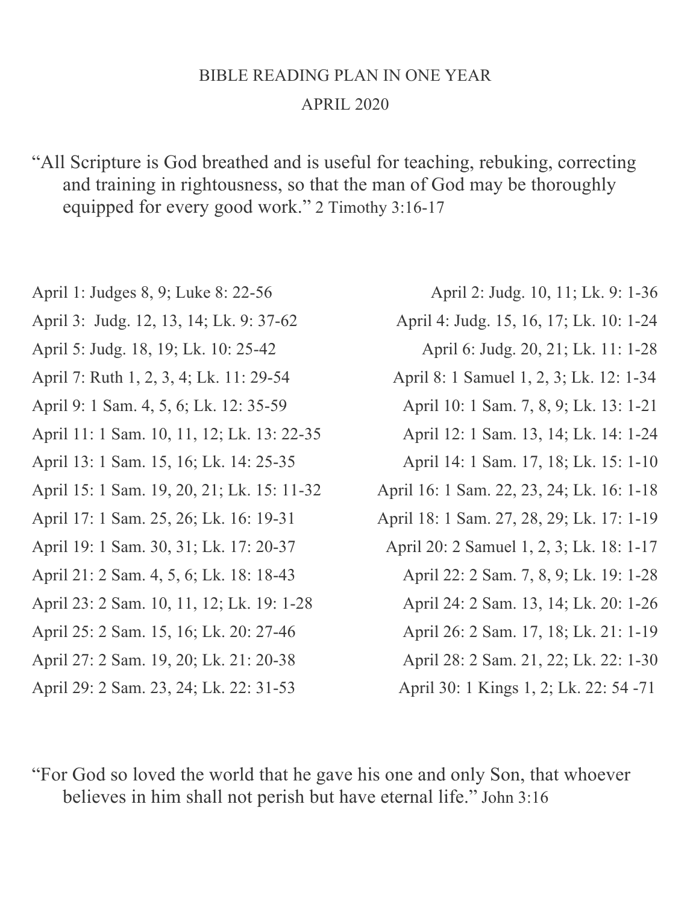# BIBLE READING PLAN IN ONE YEAR

## APRIL 2020

"All Scripture is God breathed and is useful for teaching, rebuking, correcting and training in rightousness, so that the man of God may be thoroughly equipped for every good work." 2 Timothy 3:16-17

April 1: Judges 8, 9; Luke 8: 22-56

April 2: Judg. 10, 11; Lk. 9: 1-36

April 3: Judg. 12, 13, 14; Lk. 9: 37-62

April 4: Judg. 15, 16, 17; Lk. 10: 1-24

April 5: Judg. 18, 19; Lk. 10: 25-42

April 6: Judg. 20, 21; Lk. 11: 1-28

April 7: Ruth 1, 2, 3, 4; Lk. 11: 29-54

April 8: 1 Samuel 1, 2, 3; Lk. 12: 1-34

April 9: 1 Sam. 4, 5, 6; Lk. 12: 35-59

April 10: 1 Sam. 7, 8, 9; Lk. 13: 1-21

April 11: 1 Sam. 10, 11, 12; Lk. 13: 22-35

April 12: 1 Sam. 13, 14; Lk. 14: 1-24

April 13: 1 Sam. 15, 16; Lk. 14: 25-35

April 14: 1 Sam. 17, 18; Lk. 15: 1-10

April 15: 1 Sam. 19, 20, 21; Lk. 15: 11-32

April 16: 1 Sam. 22, 23, 24; Lk. 16: 1-18

April 17: 1 Sam. 25, 26; Lk. 16: 19-31

April 18: 1 Sam. 27, 28, 29; Lk. 17: 1-19

April 19: 1 Sam. 30, 31; Lk. 17: 20-37

April 20: 2 Samuel 1, 2, 3; Lk. 18: 1-17

April 21: 2 Sam. 4, 5, 6; Lk. 18: 18-43

April 22: 2 Sam. 7, 8, 9; Lk. 19: 1-28

April 23: 2 Sam. 10, 11, 12; Lk. 19: 1-28

April 24: 2 Sam. 13, 14; Lk. 20: 1-26

April 25: 2 Sam. 15, 16; Lk. 20: 27-46

April 26: 2 Sam. 17, 18; Lk. 21: 1-19

April 27: 2 Sam. 19, 20; Lk. 21: 20-38

April 28: 2 Sam. 21, 22; Lk. 22: 1-30

April 29: 2 Sam. 23, 24; Lk. 22: 31-53

April 30: 1 Kings 1, 2; Lk. 22: 54 -71

"For God so loved the world that he gave his one and only Son, that whoever believes in him shall not perish but have eternal life." John 3:16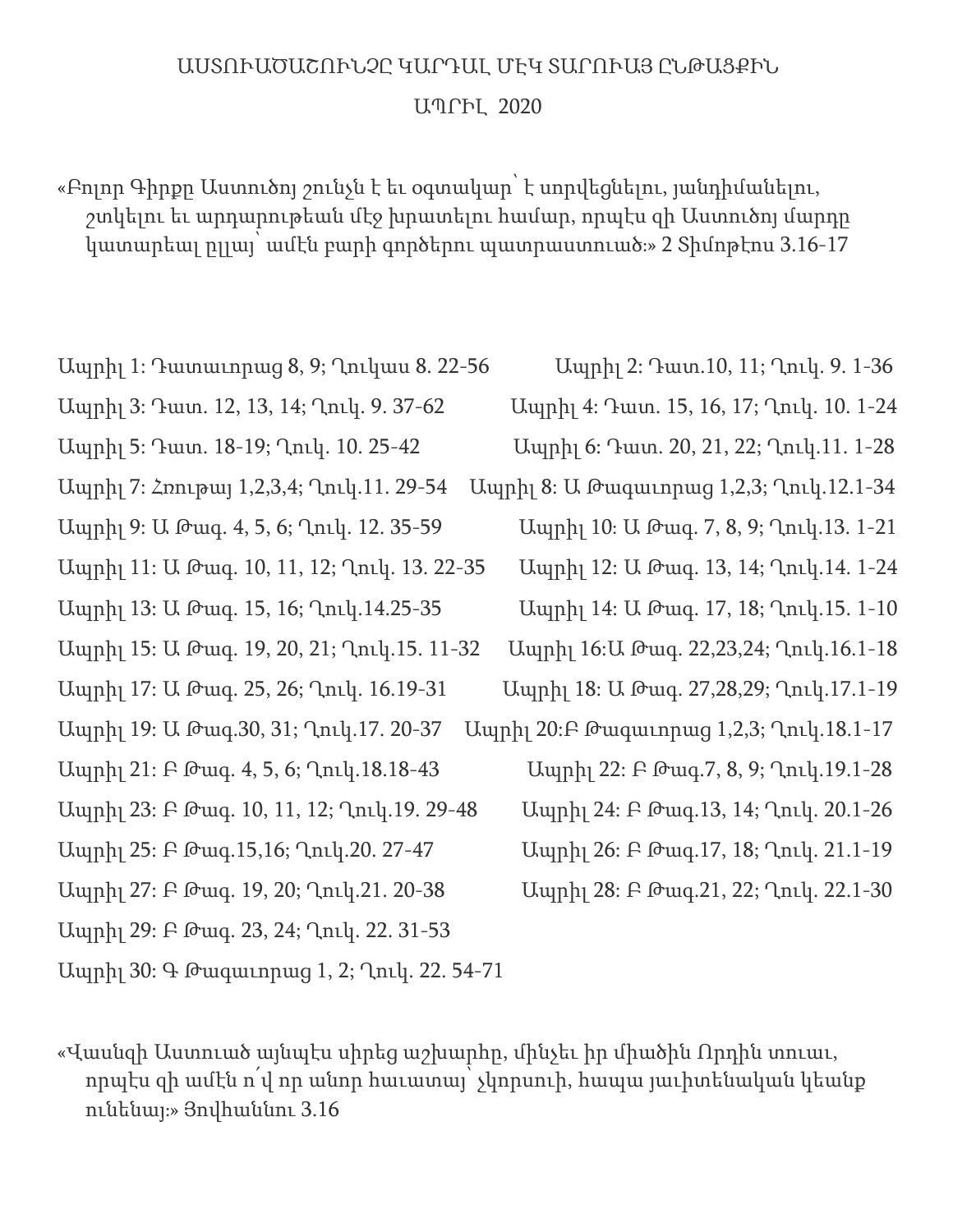# ԱՍՏՈՒԱԾԱՇՈՒՆՉԸ ԿԱՐԴԱԼ ՄԷԿ ՏԱՐՈՒԱՅ ԸՆԹԱՑՔԻՆ

## ԱՊՐԻԼ 2020

«Բոլոր Գիրքը Աստուծոյ շունչն է եւ օգտակար՝ է սորվեցնելու, յանդիմանելու, շտկելու եւ արդարութեան մէջ խրատելու համար, որպէս զի Աստուծոյ մարդը կատարեալ ըլլայ՝ ամէն բարի գործերու պատրաստուած:» 2 Տիմոթէոս 3.16-17

Ապրիլ 1: Դատաւորաց 8, 9; Ղուկաս 8. 22-56

Ապրիլ 2: Դատ.10, 11; Ղուկ. 9. 1-36

Ապրիլ 3: Դատ. 12, 13, 14; Ղուկ. 9. 37-62

Ապրիլ 4: Դատ. 15, 16, 17; Ղուկ. 10. 1-24

Ապրիլ 5: Դատ. 18-19; Ղուկ. 10. 25-42

Ապրիլ 6: Դատ. 20, 21, 22; Ղուկ.11. 1-28

Ապրիլ 7: Հռութայ 1,2,3,4; Ղուկ.11. 29-54

Ապրիլ 8: Ա Թագաւորաց 1,2,3; Ղուկ.12.1-34

Ապրիլ 9: Ա Թագ. 4, 5, 6; Ղուկ. 12. 35-59

Ապրիլ 10: Ա Թագ. 7, 8, 9; Ղուկ.13. 1-21

Ապրիլ 11: Ա Թագ. 10, 11, 12; Ղուկ. 13. 22-35

Ապրիլ 12: Ա Թագ. 13, 14; Ղուկ.14. 1-24

Ապրիլ 13: Ա Թագ. 15, 16; Ղուկ.14.25-35

Ապրիլ 14: Ա Թագ. 17, 18; Ղուկ.15. 1-10

Ապրիլ 15: Ա Թագ. 19, 20, 21; Ղուկ.15. 11-32

Ապրիլ 16:Ա Թագ. 22,23,24; Ղուկ.16.1-18

Ապրիլ 17: Ա Թագ. 25, 26; Ղուկ. 16.19-31

Ապրիլ 18: Ա Թագ. 27,28,29; Ղուկ.17.1-19

Ապրիլ 19: Ա Թագ.30, 31; Ղուկ.17. 20-37

Ապրիլ 20:Բ Թագաւորաց 1,2,3; Ղուկ.18.1-17

Ապրիլ 21: Բ Թագ. 4, 5, 6; Ղուկ.18.18-43

Ապրիլ 22: Բ Թագ.7, 8, 9; Ղուկ.19.1-28

Ապրիլ 23: Բ Թագ. 10, 11, 12; Ղուկ.19. 29-48

Ապրիլ 24: Բ Թագ.13, 14; Ղուկ. 20.1-26

Ապրիլ 25: Բ Թագ.15,16; Ղուկ.20. 27-47

Ապրիլ 26: Բ Թագ.17, 18; Ղուկ. 21.1-19

Ապրիլ 27: Բ Թագ. 19, 20; Ղուկ.21. 20-38

Ապրիլ 28: Բ Թագ.21, 22; Ղուկ. 22.1-30

Ապրիլ 29: Բ Թագ. 23, 24; Ղուկ. 22. 31-53

Ապրիլ 30: Գ Թագաւորաց 1, 2; Ղուկ. 22. 54-71

«Վասնզի Աստուած այնպէս սիրեց աշխարհը, մինչեւ իր միածին Որդին տուաւ, որպէս զի ամէն ո՛վ որ անոր հաւատայ՝ չկորսուի, հապա յաւիտենական կեանք ունենայ:» Յովհաննու 3.16